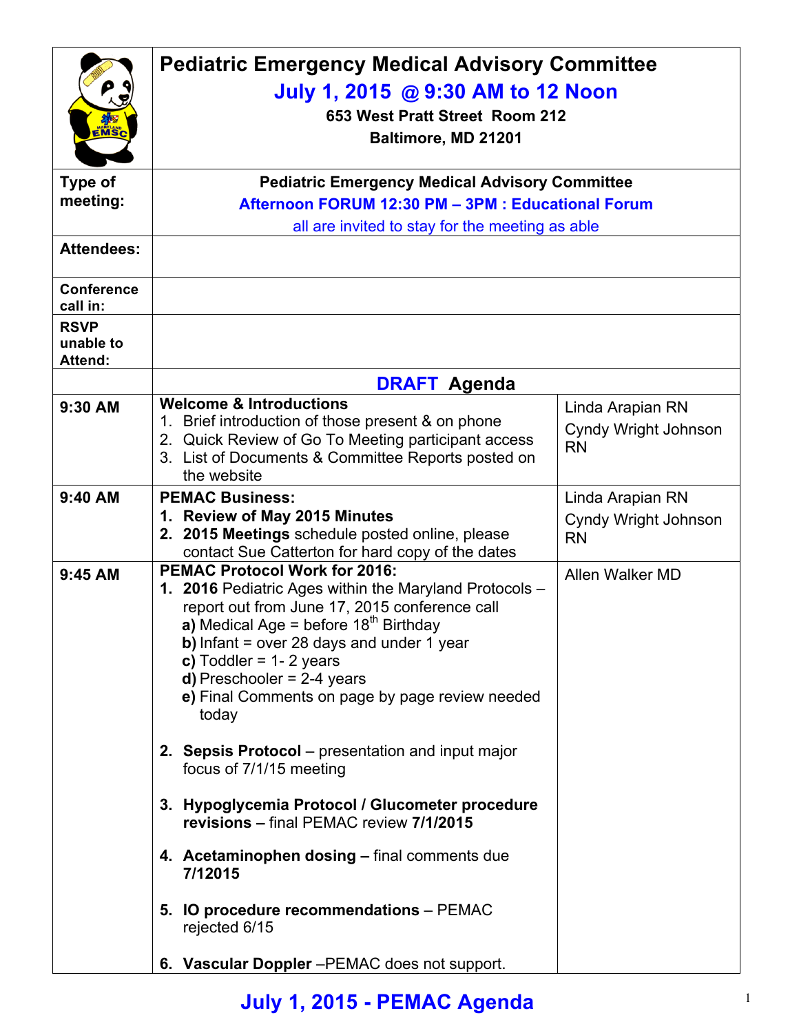# Pediatric Emergency Medical Advisory Committee

## July 1, 2015 @ 9:30 AM to 12 Noon

**653 West Pratt Street Room 212**
**Baltimore, MD 21201**

| | | |
|---|---|---|
| **Type of meeting:** | **Pediatric Emergency Medical Advisory Committee**<br>**Afternoon FORUM 12:30 PM – 3PM : Educational Forum**<br>all are invited to stay for the meeting as able | |
| **Attendees:** | | |
| **Conference call in:** | | |
| **RSVP unable to Attend:** | | |
| | **DRAFT Agenda** | |
| **9:30 AM** | **Welcome & Introductions**<br>1. Brief introduction of those present & on phone<br>2. Quick Review of Go To Meeting participant access<br>3. List of Documents & Committee Reports posted on the website | Linda Arapian RN<br>Cyndy Wright Johnson RN |
| **9:40 AM** | **PEMAC Business:**<br>1. **Review of May 2015 Minutes**<br>2. **2015 Meetings** schedule posted online, please contact Sue Catterton for hard copy of the dates | Linda Arapian RN<br>Cyndy Wright Johnson RN |
| **9:45 AM** | **PEMAC Protocol Work for 2016:**<br>1. **2016** Pediatric Ages within the Maryland Protocols – report out from June 17, 2015 conference call<br>**a)** Medical Age = before 18th Birthday<br>**b)** Infant = over 28 days and under 1 year<br>**c)** Toddler = 1- 2 years<br>**d)** Preschooler = 2-4 years<br>**e)** Final Comments on page by page review needed today<br>2. **Sepsis Protocol** – presentation and input major focus of 7/1/15 meeting<br>3. **Hypoglycemia Protocol / Glucometer procedure revisions –** final PEMAC review **7/1/2015**<br>4. **Acetaminophen dosing –** final comments due **7/12015**<br>5. **IO procedure recommendations** – PEMAC rejected 6/15<br>6. **Vascular Doppler** –PEMAC does not support. | Allen Walker MD |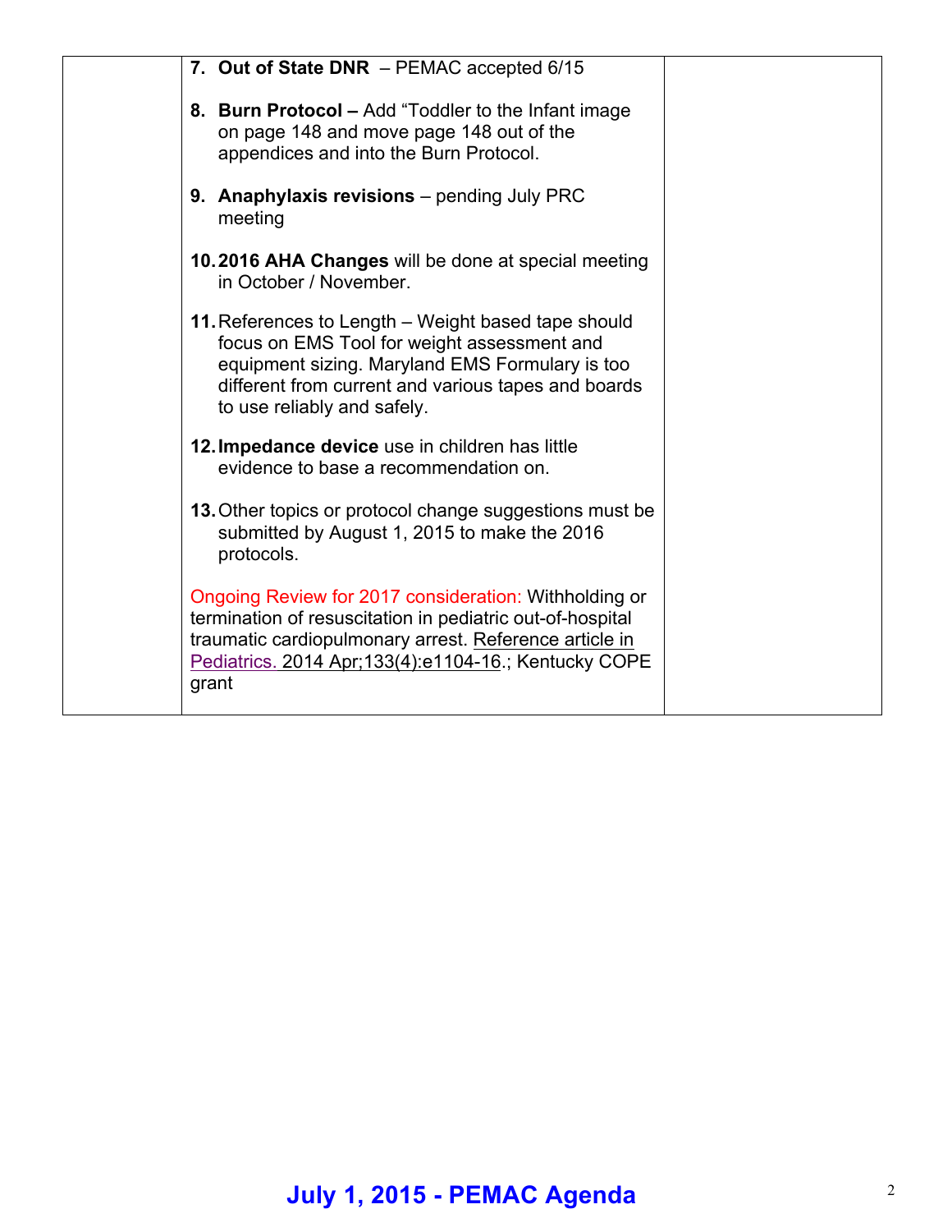| | | |
|---|---|---|
| | 7. **Out of State DNR** – PEMAC accepted 6/15<br><br>8. **Burn Protocol –** Add "Toddler to the Infant image on page 148 and move page 148 out of the appendices and into the Burn Protocol.<br><br>9. **Anaphylaxis revisions** – pending July PRC meeting<br><br>10. **2016 AHA Changes** will be done at special meeting in October / November.<br><br>11. References to Length – Weight based tape should focus on EMS Tool for weight assessment and equipment sizing. Maryland EMS Formulary is too different from current and various tapes and boards to use reliably and safely.<br><br>12. **Impedance device** use in children has little evidence to base a recommendation on.<br><br>13. Other topics or protocol change suggestions must be submitted by August 1, 2015 to make the 2016 protocols.<br><br>Ongoing Review for 2017 consideration: Withholding or termination of resuscitation in pediatric out-of-hospital traumatic cardiopulmonary arrest. Reference article in Pediatrics. 2014 Apr;133(4):e1104-16.; Kentucky COPE grant | |

July 1, 2015 - PEMAC Agenda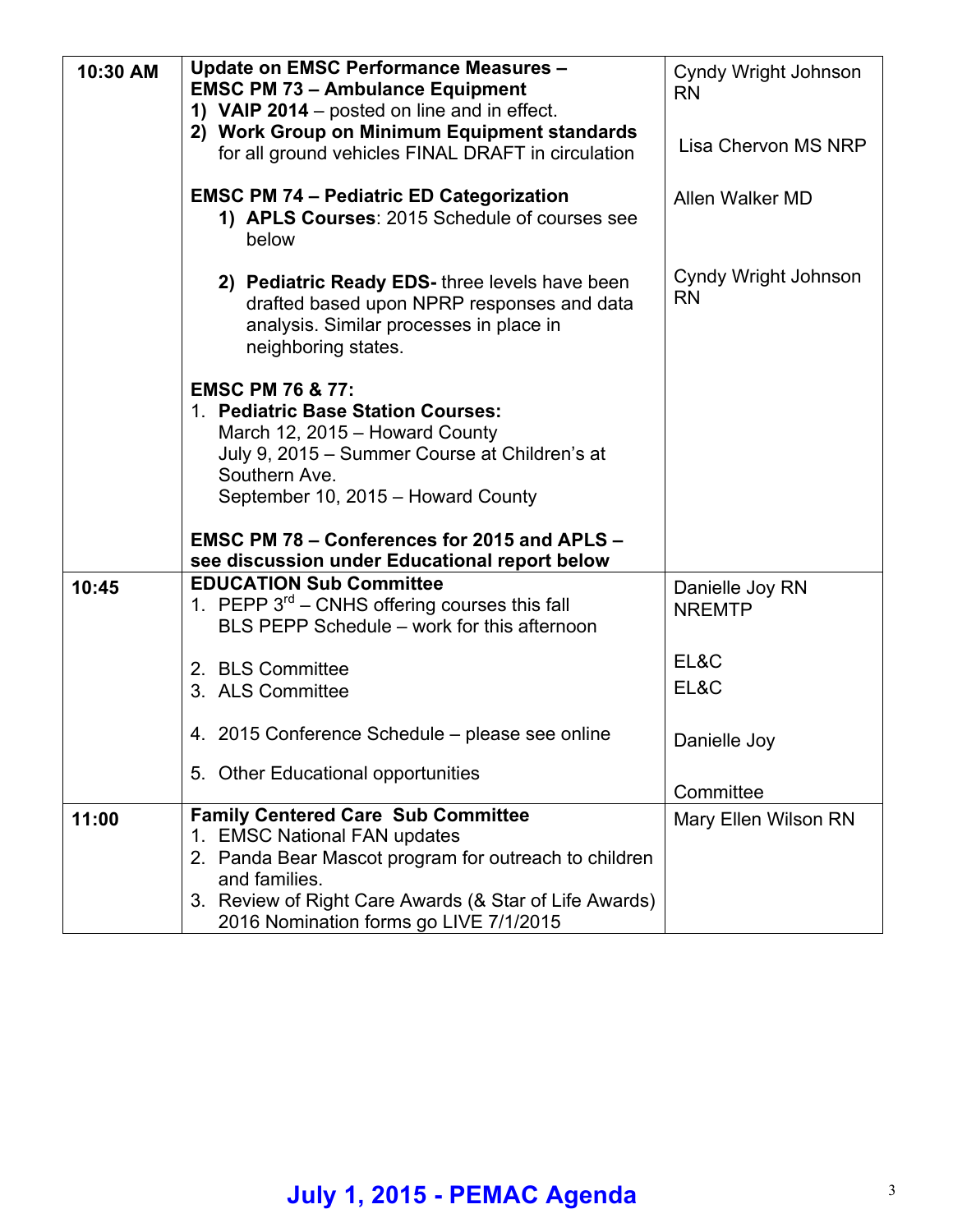| | | |
|---|---|---|
| **10:30 AM** | **Update on EMSC Performance Measures – EMSC PM 73 – Ambulance Equipment**<br>1) **VAIP 2014** – posted on line and in effect.<br>2) **Work Group on Minimum Equipment standards** for all ground vehicles FINAL DRAFT in circulation<br><br>**EMSC PM 74 – Pediatric ED Categorization**<br>1) **APLS Courses**: 2015 Schedule of courses see below<br><br>2) **Pediatric Ready EDS-** three levels have been drafted based upon NPRP responses and data analysis. Similar processes in place in neighboring states.<br><br>**EMSC PM 76 & 77:**<br>1. **Pediatric Base Station Courses:**<br>March 12, 2015 – Howard County<br>July 9, 2015 – Summer Course at Children's at Southern Ave.<br>September 10, 2015 – Howard County<br><br>**EMSC PM 78 – Conferences for 2015 and APLS – see discussion under Educational report below** | Cyndy Wright Johnson RN<br><br>Lisa Chervon MS NRP<br><br>Allen Walker MD<br><br>Cyndy Wright Johnson RN |
| **10:45** | **EDUCATION Sub Committee**<br>1. PEPP 3rd – CNHS offering courses this fall<br>BLS PEPP Schedule – work for this afternoon<br><br>2. BLS Committee<br>3. ALS Committee<br><br>4. 2015 Conference Schedule – please see online<br><br>5. Other Educational opportunities | Danielle Joy RN NREMTP<br><br>EL&C<br>EL&C<br><br>Danielle Joy<br><br>Committee |
| **11:00** | **Family Centered Care Sub Committee**<br>1. EMSC National FAN updates<br>2. Panda Bear Mascot program for outreach to children and families.<br>3. Review of Right Care Awards (& Star of Life Awards) 2016 Nomination forms go LIVE 7/1/2015 | Mary Ellen Wilson RN |

**July 1, 2015 - PEMAC Agenda**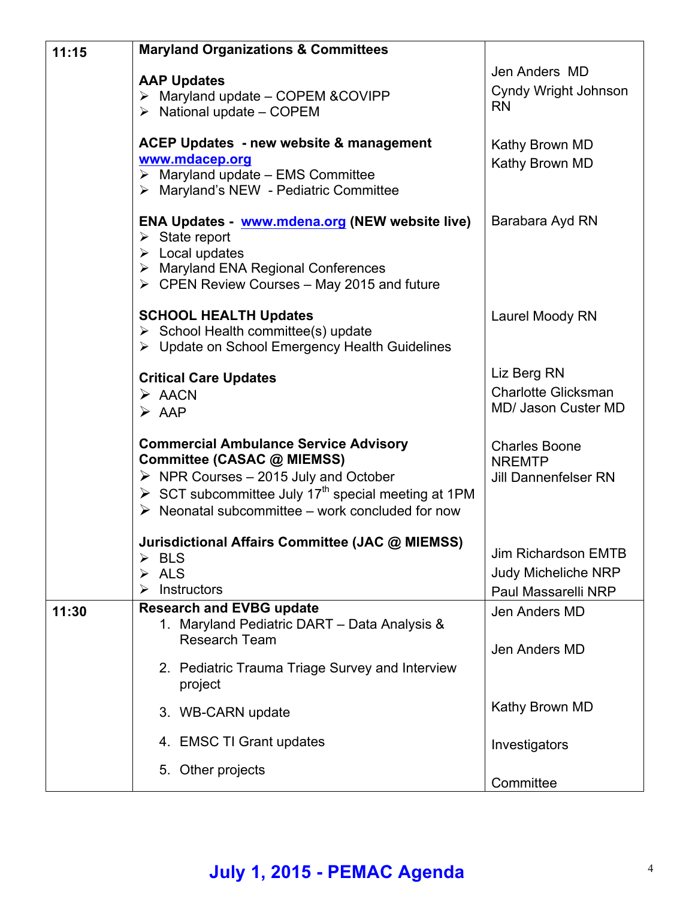| | | |
|---|---|---|
| **11:15** | **Maryland Organizations & Committees**<br><br>**AAP Updates**<br>➢ Maryland update – COPEM &COVIPP<br>➢ National update – COPEM<br><br>**ACEP Updates - new website & management** www.mdacep.org<br>➢ Maryland update – EMS Committee<br>➢ Maryland's NEW - Pediatric Committee<br><br>**ENA Updates - www.mdena.org (NEW website live)**<br>➢ State report<br>➢ Local updates<br>➢ Maryland ENA Regional Conferences<br>➢ CPEN Review Courses – May 2015 and future<br><br>**SCHOOL HEALTH Updates**<br>➢ School Health committee(s) update<br>➢ Update on School Emergency Health Guidelines<br><br>**Critical Care Updates**<br>➢ AACN<br>➢ AAP<br><br>**Commercial Ambulance Service Advisory Committee (CASAC @ MIEMSS)**<br>➢ NPR Courses – 2015 July and October<br>➢ SCT subcommittee July 17th special meeting at 1PM<br>➢ Neonatal subcommittee – work concluded for now<br><br>**Jurisdictional Affairs Committee (JAC @ MIEMSS)**<br>➢ BLS<br>➢ ALS<br>➢ Instructors | Jen Anders MD<br>Cyndy Wright Johnson RN<br><br>Kathy Brown MD<br>Kathy Brown MD<br><br>Barabara Ayd RN<br><br>Laurel Moody RN<br><br>Liz Berg RN<br>Charlotte Glicksman MD/ Jason Custer MD<br><br>Charles Boone NREMTP<br>Jill Dannenfelser RN<br><br>Jim Richardson EMTB<br>Judy Micheliche NRP<br>Paul Massarelli NRP |
| **11:30** | **Research and EVBG update**<br>1. Maryland Pediatric DART – Data Analysis & Research Team<br>2. Pediatric Trauma Triage Survey and Interview project<br>3. WB-CARN update<br>4. EMSC TI Grant updates<br>5. Other projects | Jen Anders MD<br><br>Jen Anders MD<br><br>Kathy Brown MD<br><br>Investigators<br><br>Committee |

**July 1, 2015 - PEMAC Agenda**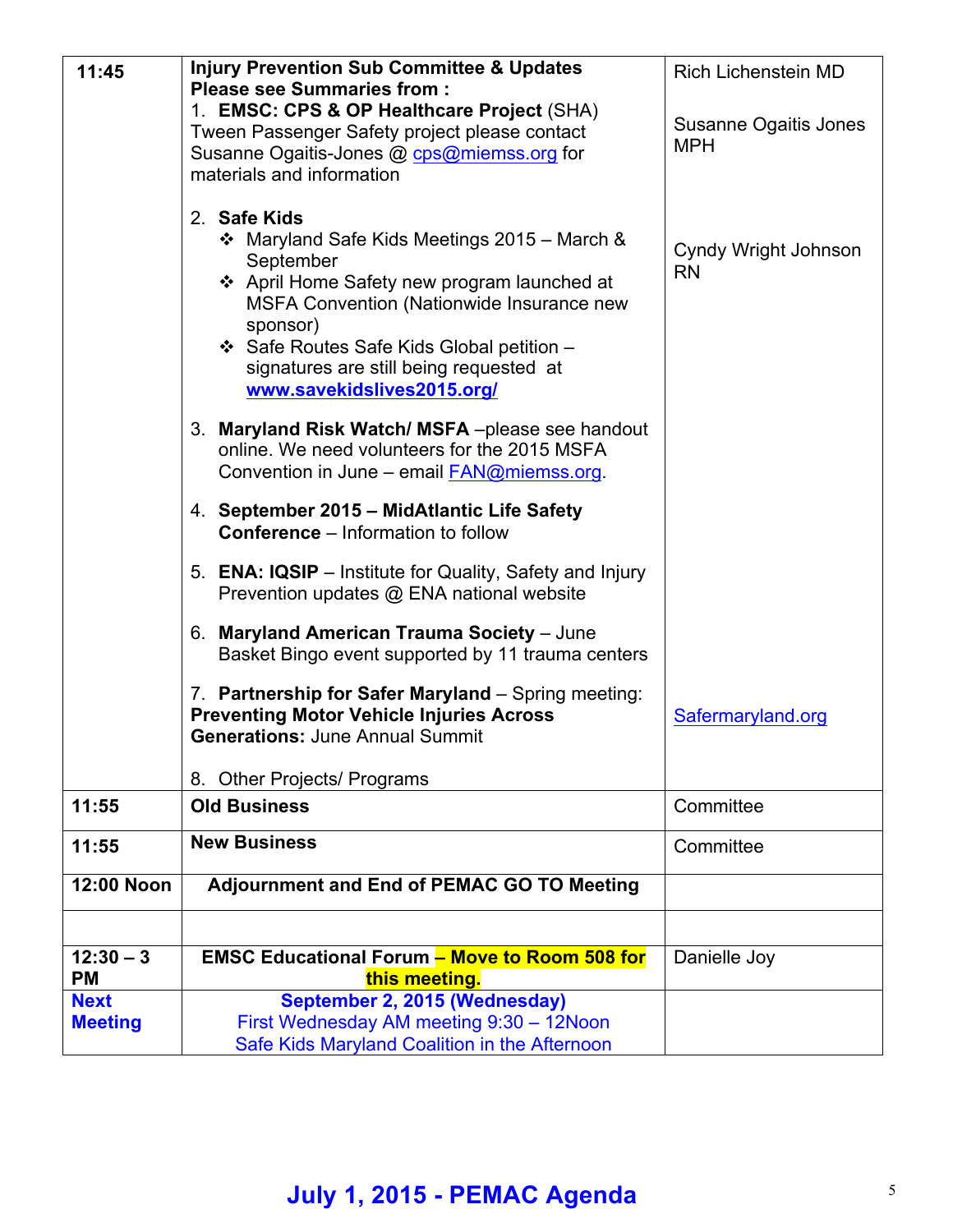| | | |
|---|---|---|
| **11:45** | **Injury Prevention Sub Committee & Updates**<br>**Please see Summaries from :**<br>1. **EMSC: CPS & OP Healthcare Project** (SHA) Tween Passenger Safety project please contact Susanne Ogaitis-Jones @ cps@miemss.org for materials and information<br><br>2. **Safe Kids**<br>❖ Maryland Safe Kids Meetings 2015 – March & September<br>❖ April Home Safety new program launched at MSFA Convention (Nationwide Insurance new sponsor)<br>❖ Safe Routes Safe Kids Global petition – signatures are still being requested at **www.savekidslives2015.org/**<br><br>3. **Maryland Risk Watch/ MSFA** –please see handout online. We need volunteers for the 2015 MSFA Convention in June – email FAN@miemss.org.<br><br>4. **September 2015 – MidAtlantic Life Safety Conference** – Information to follow<br><br>5. **ENA: IQSIP** – Institute for Quality, Safety and Injury Prevention updates @ ENA national website<br><br>6. **Maryland American Trauma Society** – June Basket Bingo event supported by 11 trauma centers<br><br>7. **Partnership for Safer Maryland** – Spring meeting: **Preventing Motor Vehicle Injuries Across Generations:** June Annual Summit<br><br>8. Other Projects/ Programs | Rich Lichenstein MD<br><br>Susanne Ogaitis Jones MPH<br><br>Cyndy Wright Johnson RN<br><br>Safermaryland.org |
| **11:55** | **Old Business** | Committee |
| **11:55** | **New Business** | Committee |
| **12:00 Noon** | **Adjournment and End of PEMAC GO TO Meeting** | |
| | | |
| **12:30 – 3 PM** | **EMSC Educational Forum – Move to Room 508 for this meeting.** | Danielle Joy |
| **Next Meeting** | **September 2, 2015 (Wednesday)**<br>First Wednesday AM meeting 9:30 – 12Noon<br>Safe Kids Maryland Coalition in the Afternoon | |

**July 1, 2015 - PEMAC Agenda**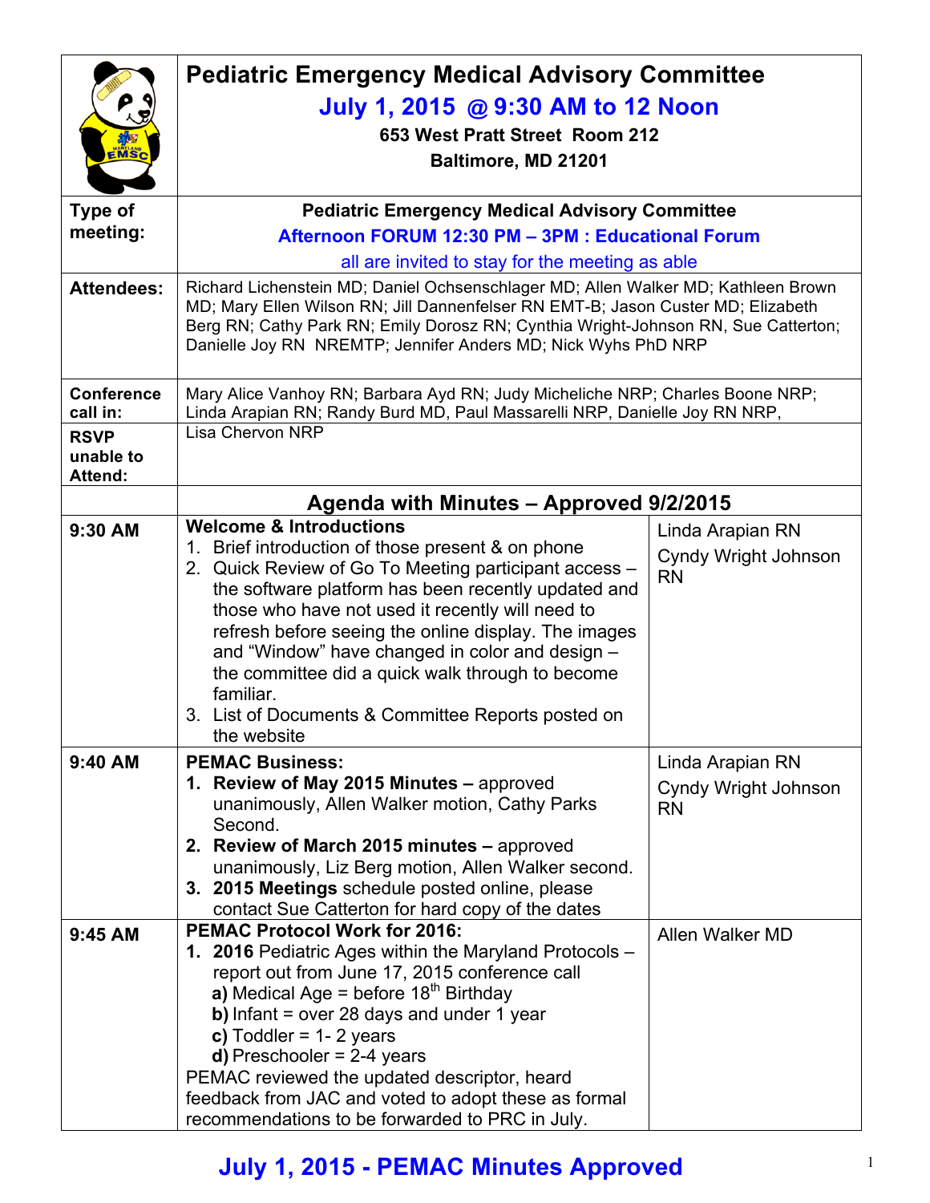# Pediatric Emergency Medical Advisory Committee

## July 1, 2015 @ 9:30 AM to 12 Noon

**653 West Pratt Street Room 212**
**Baltimore, MD 21201**

| | |
|---|---|
| **Type of meeting:** | **Pediatric Emergency Medical Advisory Committee** <br> **Afternoon FORUM 12:30 PM – 3PM : Educational Forum** <br> all are invited to stay for the meeting as able |
| **Attendees:** | Richard Lichenstein MD; Daniel Ochsenschlager MD; Allen Walker MD; Kathleen Brown MD; Mary Ellen Wilson RN; Jill Dannenfelser RN EMT-B; Jason Custer MD; Elizabeth Berg RN; Cathy Park RN; Emily Dorosz RN; Cynthia Wright-Johnson RN, Sue Catterton; Danielle Joy RN NREMTP; Jennifer Anders MD; Nick Wyhs PhD NRP |
| **Conference call in:** | Mary Alice Vanhoy RN; Barbara Ayd RN; Judy Micheliche NRP; Charles Boone NRP; Linda Arapian RN; Randy Burd MD, Paul Massarelli NRP, Danielle Joy RN NRP, |
| **RSVP unable to Attend:** | Lisa Chervon NRP |

## Agenda with Minutes – Approved 9/2/2015

| Time | Item | Presenter |
|---|---|---|
| 9:30 AM | **Welcome & Introductions** <br> 1. Brief introduction of those present & on phone <br> 2. Quick Review of Go To Meeting participant access – the software platform has been recently updated and those who have not used it recently will need to refresh before seeing the online display. The images and "Window" have changed in color and design – the committee did a quick walk through to become familiar. <br> 3. List of Documents & Committee Reports posted on the website | Linda Arapian RN <br> Cyndy Wright Johnson RN |
| 9:40 AM | **PEMAC Business:** <br> **1. Review of May 2015 Minutes –** approved unanimously, Allen Walker motion, Cathy Parks Second. <br> **2. Review of March 2015 minutes –** approved unanimously, Liz Berg motion, Allen Walker second. <br> **3. 2015 Meetings** schedule posted online, please contact Sue Catterton for hard copy of the dates | Linda Arapian RN <br> Cyndy Wright Johnson RN |
| 9:45 AM | **PEMAC Protocol Work for 2016:** <br> **1. 2016** Pediatric Ages within the Maryland Protocols – report out from June 17, 2015 conference call <br> **a)** Medical Age = before 18th Birthday <br> **b)** Infant = over 28 days and under 1 year <br> **c)** Toddler = 1- 2 years <br> **d)** Preschooler = 2-4 years <br> PEMAC reviewed the updated descriptor, heard feedback from JAC and voted to adopt these as formal recommendations to be forwarded to PRC in July. | Allen Walker MD |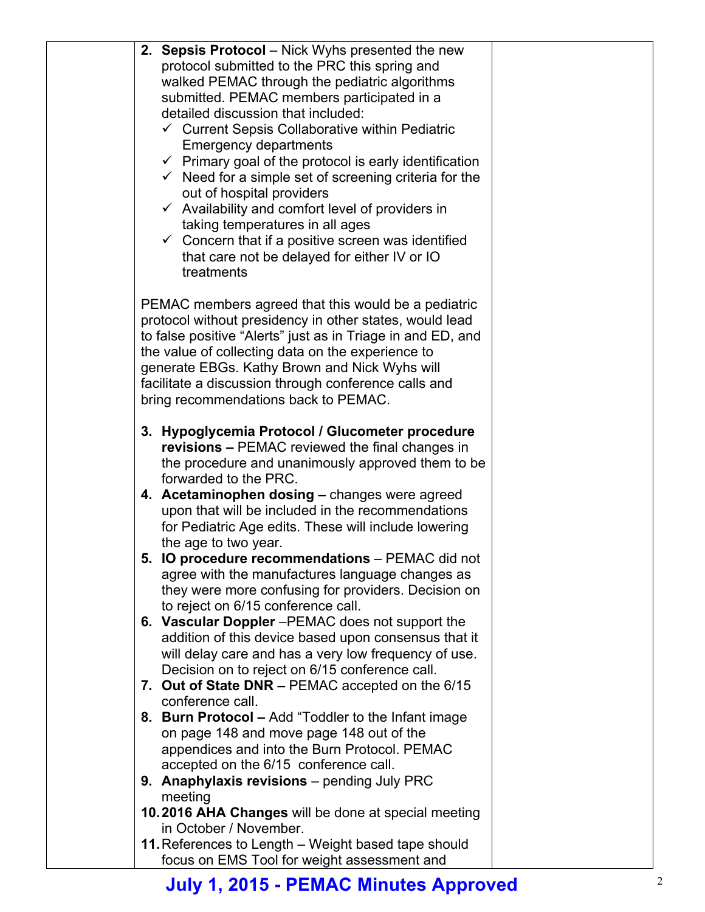2. **Sepsis Protocol** – Nick Wyhs presented the new protocol submitted to the PRC this spring and walked PEMAC through the pediatric algorithms submitted. PEMAC members participated in a detailed discussion that included:
   - ✓ Current Sepsis Collaborative within Pediatric Emergency departments
   - ✓ Primary goal of the protocol is early identification
   - ✓ Need for a simple set of screening criteria for the out of hospital providers
   - ✓ Availability and comfort level of providers in taking temperatures in all ages
   - ✓ Concern that if a positive screen was identified that care not be delayed for either IV or IO treatments

PEMAC members agreed that this would be a pediatric protocol without presidency in other states, would lead to false positive "Alerts" just as in Triage in and ED, and the value of collecting data on the experience to generate EBGs. Kathy Brown and Nick Wyhs will facilitate a discussion through conference calls and bring recommendations back to PEMAC.

3. **Hypoglycemia Protocol / Glucometer procedure revisions –** PEMAC reviewed the final changes in the procedure and unanimously approved them to be forwarded to the PRC.
4. **Acetaminophen dosing –** changes were agreed upon that will be included in the recommendations for Pediatric Age edits. These will include lowering the age to two year.
5. **IO procedure recommendations** – PEMAC did not agree with the manufactures language changes as they were more confusing for providers. Decision on to reject on 6/15 conference call.
6. **Vascular Doppler** –PEMAC does not support the addition of this device based upon consensus that it will delay care and has a very low frequency of use. Decision on to reject on 6/15 conference call.
7. **Out of State DNR –** PEMAC accepted on the 6/15 conference call.
8. **Burn Protocol –** Add "Toddler to the Infant image on page 148 and move page 148 out of the appendices and into the Burn Protocol. PEMAC accepted on the 6/15 conference call.
9. **Anaphylaxis revisions** – pending July PRC meeting
10. **2016 AHA Changes** will be done at special meeting in October / November.
11. References to Length – Weight based tape should focus on EMS Tool for weight assessment and

**July 1, 2015 - PEMAC Minutes Approved**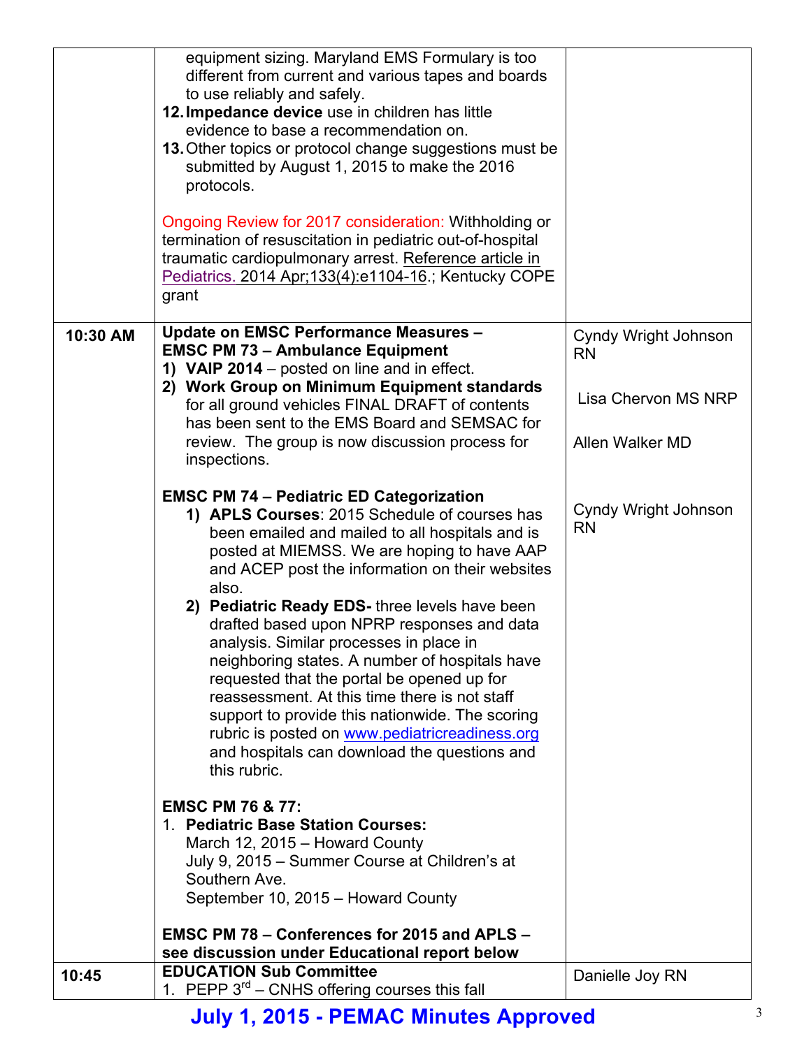| | | |
|---|---|---|
| | equipment sizing. Maryland EMS Formulary is too different from current and various tapes and boards to use reliably and safely.<br>12. **Impedance device** use in children has little evidence to base a recommendation on.<br>13. Other topics or protocol change suggestions must be submitted by August 1, 2015 to make the 2016 protocols.<br><br>Ongoing Review for 2017 consideration: Withholding or termination of resuscitation in pediatric out-of-hospital traumatic cardiopulmonary arrest. Reference article in Pediatrics. 2014 Apr;133(4):e1104-16.; Kentucky COPE grant | |
| **10:30 AM** | **Update on EMSC Performance Measures – EMSC PM 73 – Ambulance Equipment**<br>1) **VAIP 2014** – posted on line and in effect.<br>2) **Work Group on Minimum Equipment standards** for all ground vehicles FINAL DRAFT of contents has been sent to the EMS Board and SEMSAC for review. The group is now discussion process for inspections.<br><br>**EMSC PM 74 – Pediatric ED Categorization**<br>1) **APLS Courses**: 2015 Schedule of courses has been emailed and mailed to all hospitals and is posted at MIEMSS. We are hoping to have AAP and ACEP post the information on their websites also.<br>2) **Pediatric Ready EDS-** three levels have been drafted based upon NPRP responses and data analysis. Similar processes in place in neighboring states. A number of hospitals have requested that the portal be opened up for reassessment. At this time there is not staff support to provide this nationwide. The scoring rubric is posted on www.pediatricreadiness.org and hospitals can download the questions and this rubric.<br><br>**EMSC PM 76 & 77:**<br>1. **Pediatric Base Station Courses:**<br>March 12, 2015 – Howard County<br>July 9, 2015 – Summer Course at Children's at Southern Ave.<br>September 10, 2015 – Howard County<br><br>**EMSC PM 78 – Conferences for 2015 and APLS – see discussion under Educational report below** | Cyndy Wright Johnson RN<br><br>Lisa Chervon MS NRP<br><br>Allen Walker MD<br><br>Cyndy Wright Johnson RN |
| **10:45** | **EDUCATION Sub Committee**<br>1. PEPP 3rd – CNHS offering courses this fall | Danielle Joy RN |

**July 1, 2015 - PEMAC Minutes Approved**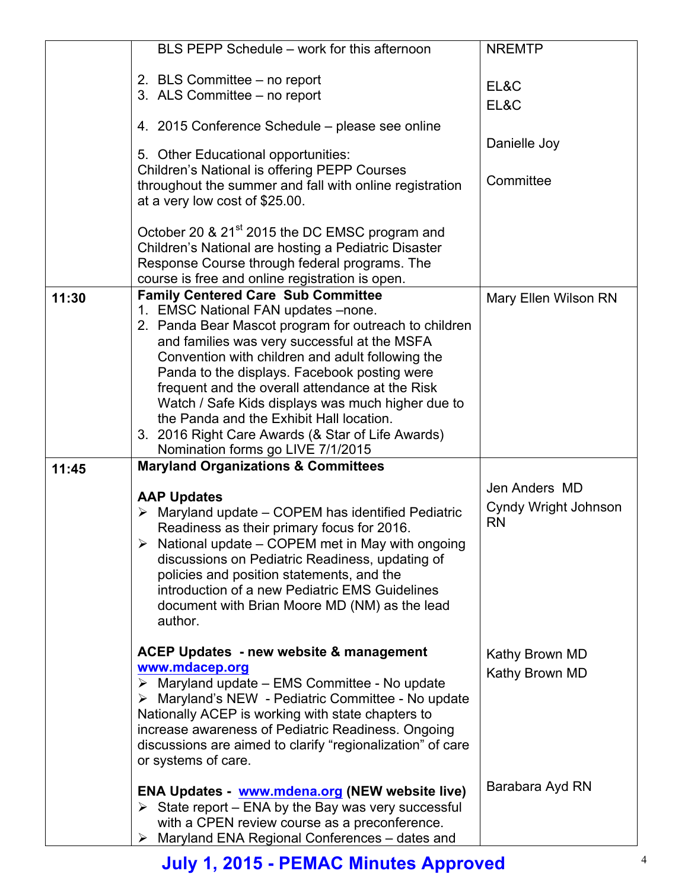| | | |
|---|---|---|
| | BLS PEPP Schedule – work for this afternoon<br><br>2. BLS Committee – no report<br>3. ALS Committee – no report<br><br>4. 2015 Conference Schedule – please see online<br><br>5. Other Educational opportunities:<br>Children's National is offering PEPP Courses throughout the summer and fall with online registration at a very low cost of $25.00.<br><br>October 20 & 21st 2015 the DC EMSC program and Children's National are hosting a Pediatric Disaster Response Course through federal programs. The course is free and online registration is open. | NREMTP<br><br>EL&C<br>EL&C<br><br>Danielle Joy<br><br>Committee |
| 11:30 | **Family Centered Care Sub Committee**<br>1. EMSC National FAN updates –none.<br>2. Panda Bear Mascot program for outreach to children and families was very successful at the MSFA Convention with children and adult following the Panda to the displays. Facebook posting were frequent and the overall attendance at the Risk Watch / Safe Kids displays was much higher due to the Panda and the Exhibit Hall location.<br>3. 2016 Right Care Awards (& Star of Life Awards) Nomination forms go LIVE 7/1/2015 | Mary Ellen Wilson RN |
| 11:45 | **Maryland Organizations & Committees**<br><br>**AAP Updates**<br>➢ Maryland update – COPEM has identified Pediatric Readiness as their primary focus for 2016.<br>➢ National update – COPEM met in May with ongoing discussions on Pediatric Readiness, updating of policies and position statements, and the introduction of a new Pediatric EMS Guidelines document with Brian Moore MD (NM) as the lead author.<br><br>**ACEP Updates - new website & management** www.mdacep.org<br>➢ Maryland update – EMS Committee - No update<br>➢ Maryland's NEW - Pediatric Committee - No update<br>Nationally ACEP is working with state chapters to increase awareness of Pediatric Readiness. Ongoing discussions are aimed to clarify "regionalization" of care or systems of care.<br><br>**ENA Updates - www.mdena.org (NEW website live)**<br>➢ State report – ENA by the Bay was very successful with a CPEN review course as a preconference.<br>➢ Maryland ENA Regional Conferences – dates and | Jen Anders MD<br>Cyndy Wright Johnson RN<br><br>Kathy Brown MD<br>Kathy Brown MD<br><br>Barabara Ayd RN |

**July 1, 2015 - PEMAC Minutes Approved**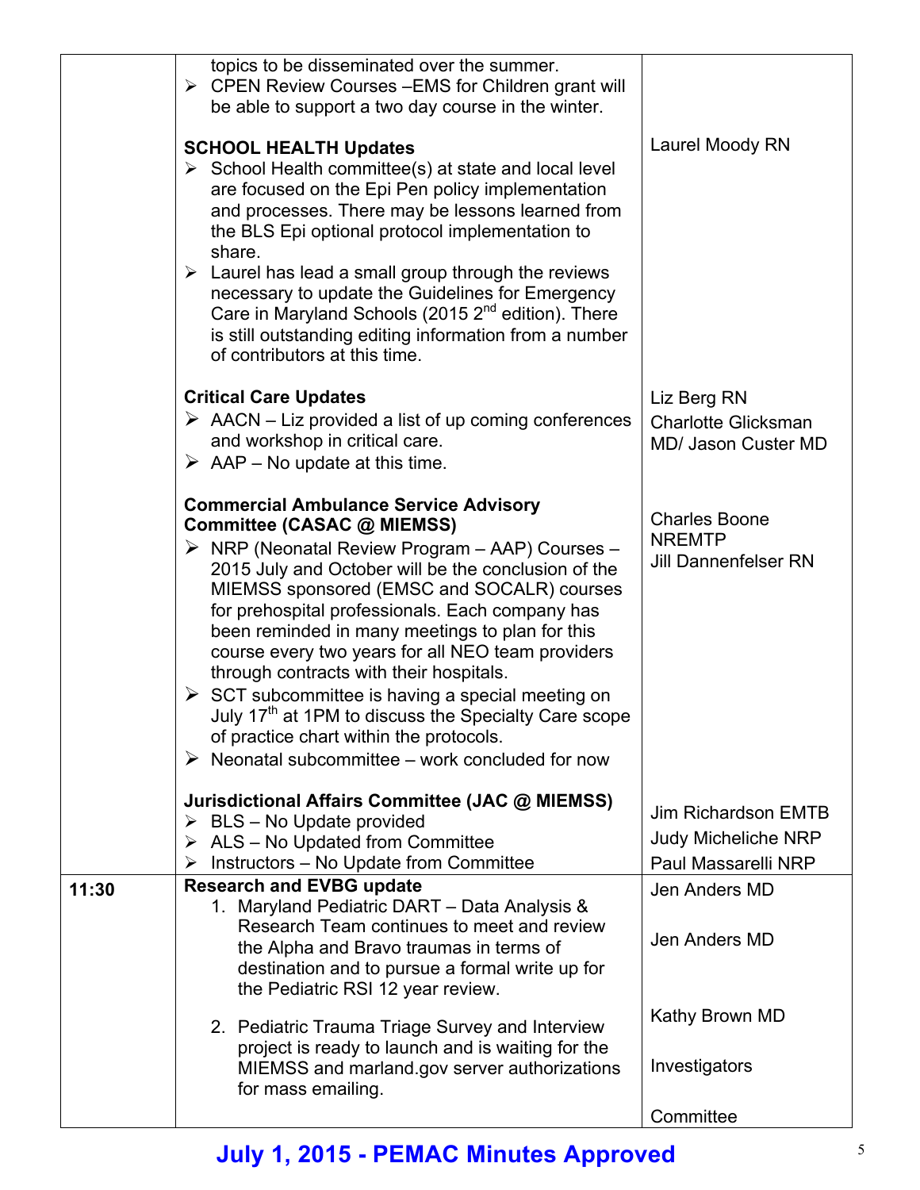| | | |
|---|---|---|
| | topics to be disseminated over the summer.<br>➢ CPEN Review Courses –EMS for Children grant will be able to support a two day course in the winter.<br><br>**SCHOOL HEALTH Updates**<br>➢ School Health committee(s) at state and local level are focused on the Epi Pen policy implementation and processes. There may be lessons learned from the BLS Epi optional protocol implementation to share.<br>➢ Laurel has lead a small group through the reviews necessary to update the Guidelines for Emergency Care in Maryland Schools (2015 2nd edition). There is still outstanding editing information from a number of contributors at this time.<br><br>**Critical Care Updates**<br>➢ AACN – Liz provided a list of up coming conferences and workshop in critical care.<br>➢ AAP – No update at this time.<br><br>**Commercial Ambulance Service Advisory Committee (CASAC @ MIEMSS)**<br>➢ NRP (Neonatal Review Program – AAP) Courses – 2015 July and October will be the conclusion of the MIEMSS sponsored (EMSC and SOCALR) courses for prehospital professionals. Each company has been reminded in many meetings to plan for this course every two years for all NEO team providers through contracts with their hospitals.<br>➢ SCT subcommittee is having a special meeting on July 17th at 1PM to discuss the Specialty Care scope of practice chart within the protocols.<br>➢ Neonatal subcommittee – work concluded for now<br><br>**Jurisdictional Affairs Committee (JAC @ MIEMSS)**<br>➢ BLS – No Update provided<br>➢ ALS – No Updated from Committee<br>➢ Instructors – No Update from Committee | <br><br><br><br>Laurel Moody RN<br><br><br><br><br><br><br><br><br><br><br>Liz Berg RN<br>Charlotte Glicksman MD/ Jason Custer MD<br><br><br><br>Charles Boone NREMTP<br>Jill Dannenfelser RN<br><br><br><br><br><br><br><br><br><br><br><br>Jim Richardson EMTB<br>Judy Micheliche NRP<br>Paul Massarelli NRP |
| 11:30 | **Research and EVBG update**<br>1. Maryland Pediatric DART – Data Analysis & Research Team continues to meet and review the Alpha and Bravo traumas in terms of destination and to pursue a formal write up for the Pediatric RSI 12 year review.<br><br>2. Pediatric Trauma Triage Survey and Interview project is ready to launch and is waiting for the MIEMSS and marland.gov server authorizations for mass emailing. | Jen Anders MD<br><br>Jen Anders MD<br><br><br>Kathy Brown MD<br><br>Investigators<br><br>Committee |

**July 1, 2015 - PEMAC Minutes Approved**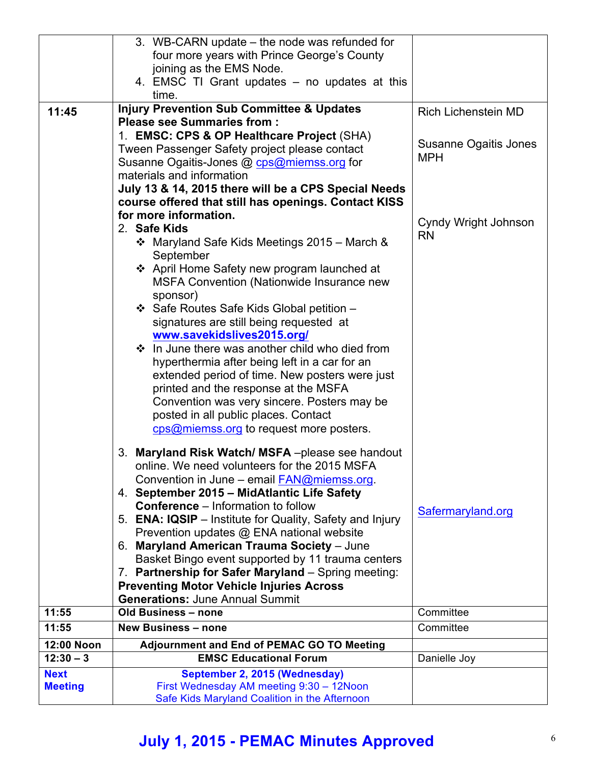| | | |
|---|---|---|
| | 3. WB-CARN update – the node was refunded for four more years with Prince George's County joining as the EMS Node.<br>4. EMSC TI Grant updates – no updates at this time. | |
| **11:45** | **Injury Prevention Sub Committee & Updates**<br>**Please see Summaries from :**<br>1. **EMSC: CPS & OP Healthcare Project** (SHA) Tween Passenger Safety project please contact Susanne Ogaitis-Jones @ cps@miemss.org for materials and information<br>**July 13 & 14, 2015 there will be a CPS Special Needs course offered that still has openings. Contact KISS for more information.**<br>2. **Safe Kids**<br>❖ Maryland Safe Kids Meetings 2015 – March & September<br>❖ April Home Safety new program launched at MSFA Convention (Nationwide Insurance new sponsor)<br>❖ Safe Routes Safe Kids Global petition – signatures are still being requested at **www.savekidslives2015.org/**<br>❖ In June there was another child who died from hyperthermia after being left in a car for an extended period of time. New posters were just printed and the response at the MSFA Convention was very sincere. Posters may be posted in all public places. Contact cps@miemss.org to request more posters.<br>3. **Maryland Risk Watch/ MSFA** –please see handout online. We need volunteers for the 2015 MSFA Convention in June – email FAN@miemss.org.<br>4. **September 2015 – MidAtlantic Life Safety Conference** – Information to follow<br>5. **ENA: IQSIP** – Institute for Quality, Safety and Injury Prevention updates @ ENA national website<br>6. **Maryland American Trauma Society** – June Basket Bingo event supported by 11 trauma centers<br>7. **Partnership for Safer Maryland** – Spring meeting: **Preventing Motor Vehicle Injuries Across Generations:** June Annual Summit | Rich Lichenstein MD<br><br>Susanne Ogaitis Jones MPH<br><br>Cyndy Wright Johnson RN<br><br>Safermaryland.org |
| **11:55** | **Old Business – none** | Committee |
| **11:55** | **New Business – none** | Committee |
| **12:00 Noon** | **Adjournment and End of PEMAC GO TO Meeting** | |
| **12:30 – 3** | **EMSC Educational Forum** | Danielle Joy |
| **Next Meeting** | **September 2, 2015 (Wednesday)**<br>First Wednesday AM meeting 9:30 – 12Noon<br>Safe Kids Maryland Coalition in the Afternoon | |

**July 1, 2015 - PEMAC Minutes Approved**